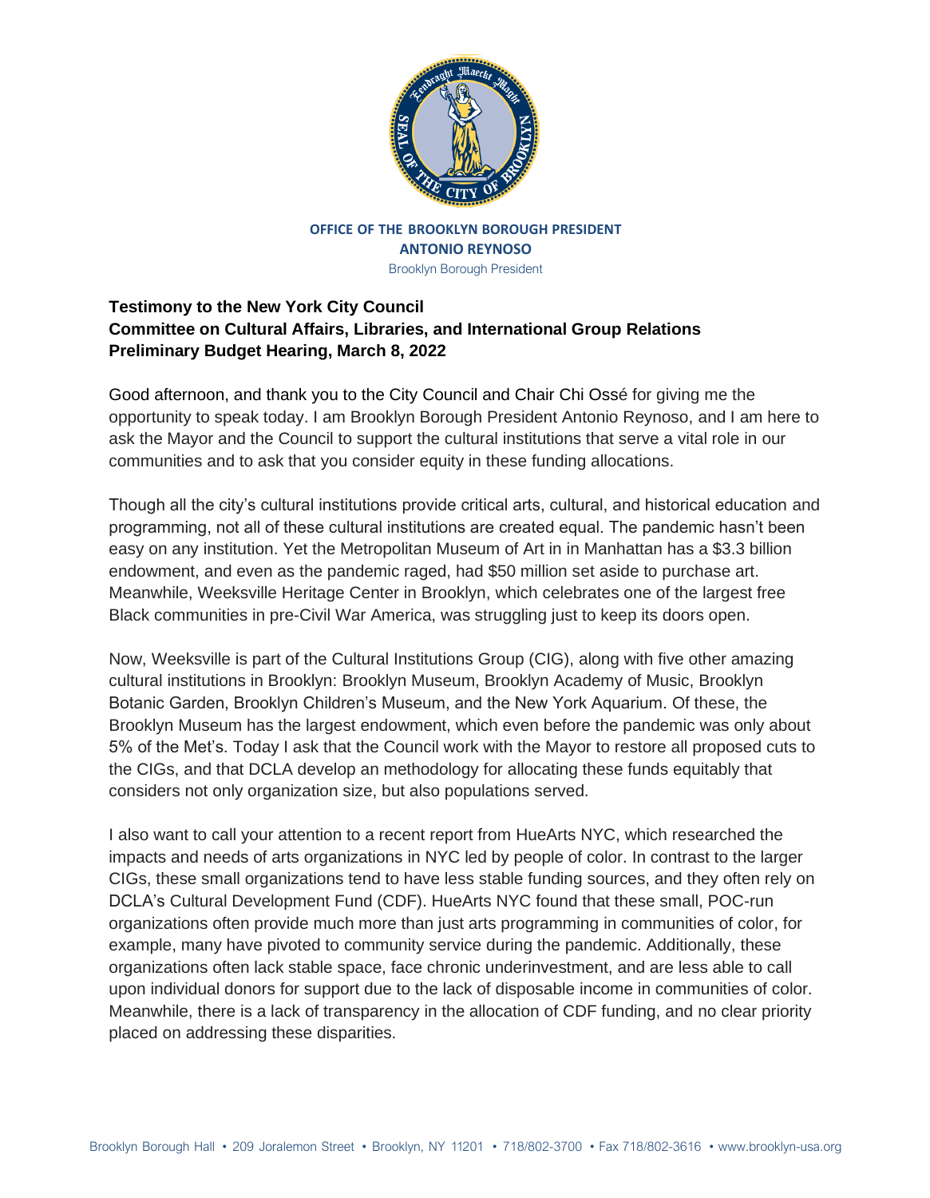**OFFICE OF THE BROOKLYN BOROUGH PRESIDENT**
**ANTONIO REYNOSO**
Brooklyn Borough President

**Testimony to the New York City Council**
**Committee on Cultural Affairs, Libraries, and International Group Relations**
**Preliminary Budget Hearing, March 8, 2022**

Good afternoon, and thank you to the City Council and Chair Chi Ossé for giving me the opportunity to speak today. I am Brooklyn Borough President Antonio Reynoso, and I am here to ask the Mayor and the Council to support the cultural institutions that serve a vital role in our communities and to ask that you consider equity in these funding allocations.

Though all the city's cultural institutions provide critical arts, cultural, and historical education and programming, not all of these cultural institutions are created equal. The pandemic hasn't been easy on any institution. Yet the Metropolitan Museum of Art in in Manhattan has a $3.3 billion endowment, and even as the pandemic raged, had $50 million set aside to purchase art. Meanwhile, Weeksville Heritage Center in Brooklyn, which celebrates one of the largest free Black communities in pre-Civil War America, was struggling just to keep its doors open.

Now, Weeksville is part of the Cultural Institutions Group (CIG), along with five other amazing cultural institutions in Brooklyn: Brooklyn Museum, Brooklyn Academy of Music, Brooklyn Botanic Garden, Brooklyn Children's Museum, and the New York Aquarium. Of these, the Brooklyn Museum has the largest endowment, which even before the pandemic was only about 5% of the Met's. Today I ask that the Council work with the Mayor to restore all proposed cuts to the CIGs, and that DCLA develop an methodology for allocating these funds equitably that considers not only organization size, but also populations served.

I also want to call your attention to a recent report from HueArts NYC, which researched the impacts and needs of arts organizations in NYC led by people of color. In contrast to the larger CIGs, these small organizations tend to have less stable funding sources, and they often rely on DCLA's Cultural Development Fund (CDF). HueArts NYC found that these small, POC-run organizations often provide much more than just arts programming in communities of color, for example, many have pivoted to community service during the pandemic. Additionally, these organizations often lack stable space, face chronic underinvestment, and are less able to call upon individual donors for support due to the lack of disposable income in communities of color. Meanwhile, there is a lack of transparency in the allocation of CDF funding, and no clear priority placed on addressing these disparities.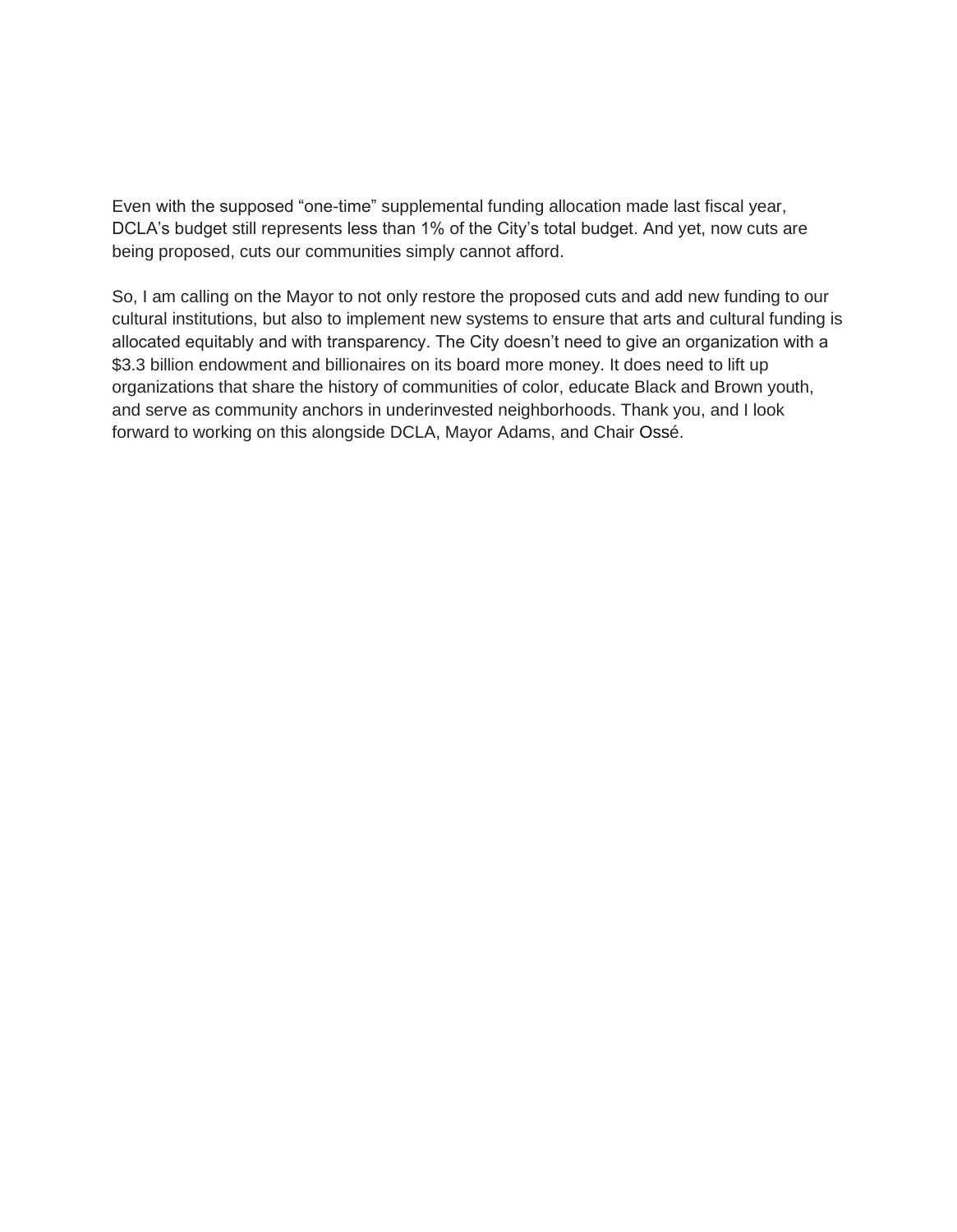Even with the supposed "one-time" supplemental funding allocation made last fiscal year, DCLA's budget still represents less than 1% of the City's total budget. And yet, now cuts are being proposed, cuts our communities simply cannot afford.

So, I am calling on the Mayor to not only restore the proposed cuts and add new funding to our cultural institutions, but also to implement new systems to ensure that arts and cultural funding is allocated equitably and with transparency. The City doesn't need to give an organization with a $3.3 billion endowment and billionaires on its board more money. It does need to lift up organizations that share the history of communities of color, educate Black and Brown youth, and serve as community anchors in underinvested neighborhoods. Thank you, and I look forward to working on this alongside DCLA, Mayor Adams, and Chair Ossé.